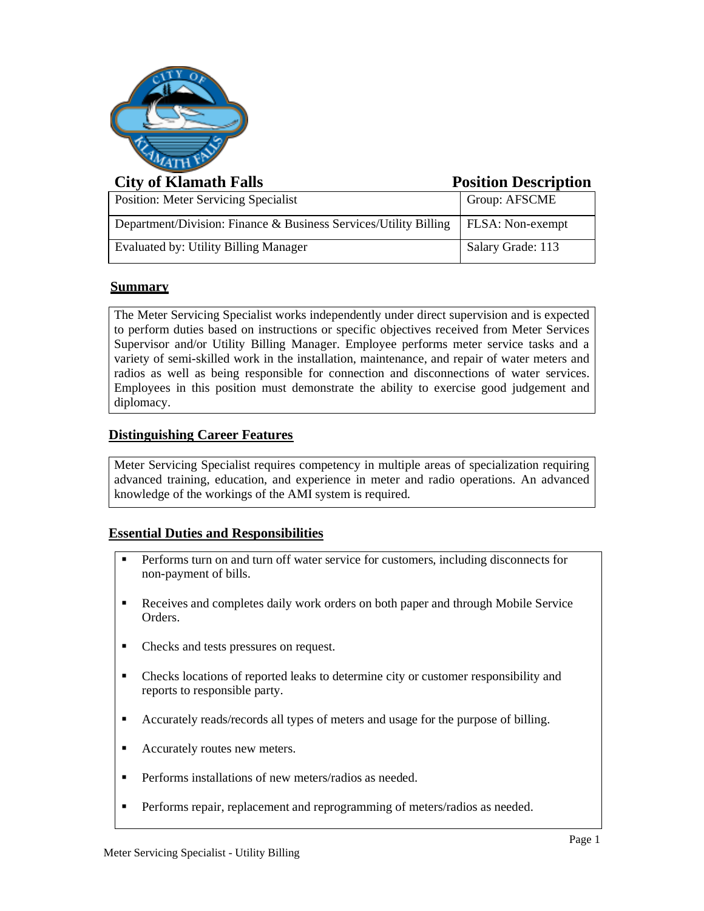**City of Klamath Falls** **Position Description**

| Position: Meter Servicing Specialist | Group: AFSCME |
|---|---|
| Department/Division: Finance & Business Services/Utility Billing | FLSA: Non-exempt |
| Evaluated by: Utility Billing Manager | Salary Grade: 113 |

## Summary

The Meter Servicing Specialist works independently under direct supervision and is expected to perform duties based on instructions or specific objectives received from Meter Services Supervisor and/or Utility Billing Manager. Employee performs meter service tasks and a variety of semi-skilled work in the installation, maintenance, and repair of water meters and radios as well as being responsible for connection and disconnections of water services. Employees in this position must demonstrate the ability to exercise good judgement and diplomacy.

## Distinguishing Career Features

Meter Servicing Specialist requires competency in multiple areas of specialization requiring advanced training, education, and experience in meter and radio operations. An advanced knowledge of the workings of the AMI system is required.

## Essential Duties and Responsibilities

- Performs turn on and turn off water service for customers, including disconnects for non-payment of bills.
- Receives and completes daily work orders on both paper and through Mobile Service Orders.
- Checks and tests pressures on request.
- Checks locations of reported leaks to determine city or customer responsibility and reports to responsible party.
- Accurately reads/records all types of meters and usage for the purpose of billing.
- Accurately routes new meters.
- Performs installations of new meters/radios as needed.
- Performs repair, replacement and reprogramming of meters/radios as needed.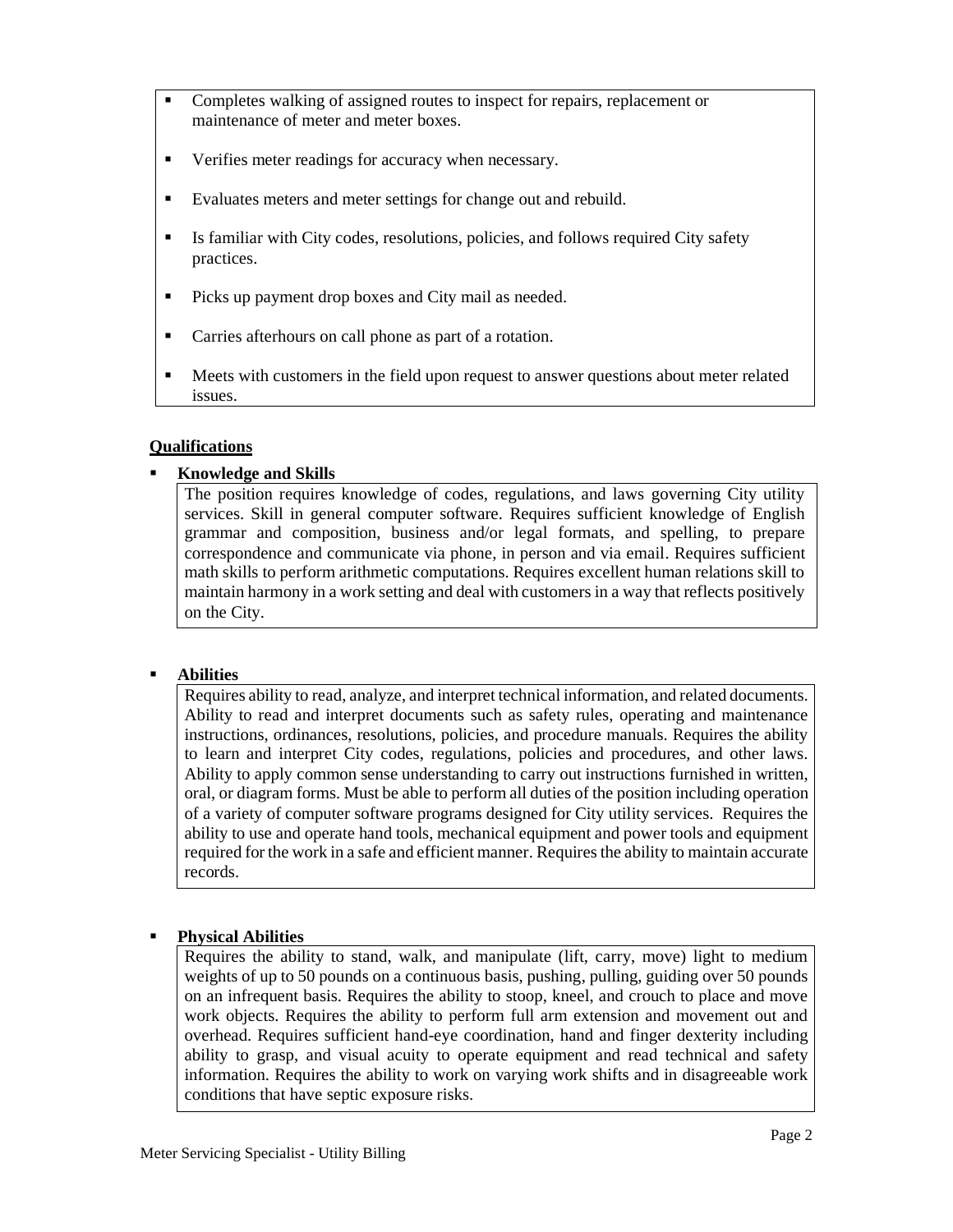- Completes walking of assigned routes to inspect for repairs, replacement or maintenance of meter and meter boxes.
- Verifies meter readings for accuracy when necessary.
- Evaluates meters and meter settings for change out and rebuild.
- Is familiar with City codes, resolutions, policies, and follows required City safety practices.
- Picks up payment drop boxes and City mail as needed.
- Carries afterhours on call phone as part of a rotation.
- Meets with customers in the field upon request to answer questions about meter related issues.

## Qualifications

- **Knowledge and Skills**

  The position requires knowledge of codes, regulations, and laws governing City utility services. Skill in general computer software. Requires sufficient knowledge of English grammar and composition, business and/or legal formats, and spelling, to prepare correspondence and communicate via phone, in person and via email. Requires sufficient math skills to perform arithmetic computations. Requires excellent human relations skill to maintain harmony in a work setting and deal with customers in a way that reflects positively on the City.

- **Abilities**

  Requires ability to read, analyze, and interpret technical information, and related documents. Ability to read and interpret documents such as safety rules, operating and maintenance instructions, ordinances, resolutions, policies, and procedure manuals. Requires the ability to learn and interpret City codes, regulations, policies and procedures, and other laws. Ability to apply common sense understanding to carry out instructions furnished in written, oral, or diagram forms. Must be able to perform all duties of the position including operation of a variety of computer software programs designed for City utility services. Requires the ability to use and operate hand tools, mechanical equipment and power tools and equipment required for the work in a safe and efficient manner. Requires the ability to maintain accurate records.

- **Physical Abilities**

  Requires the ability to stand, walk, and manipulate (lift, carry, move) light to medium weights of up to 50 pounds on a continuous basis, pushing, pulling, guiding over 50 pounds on an infrequent basis. Requires the ability to stoop, kneel, and crouch to place and move work objects. Requires the ability to perform full arm extension and movement out and overhead. Requires sufficient hand-eye coordination, hand and finger dexterity including ability to grasp, and visual acuity to operate equipment and read technical and safety information. Requires the ability to work on varying work shifts and in disagreeable work conditions that have septic exposure risks.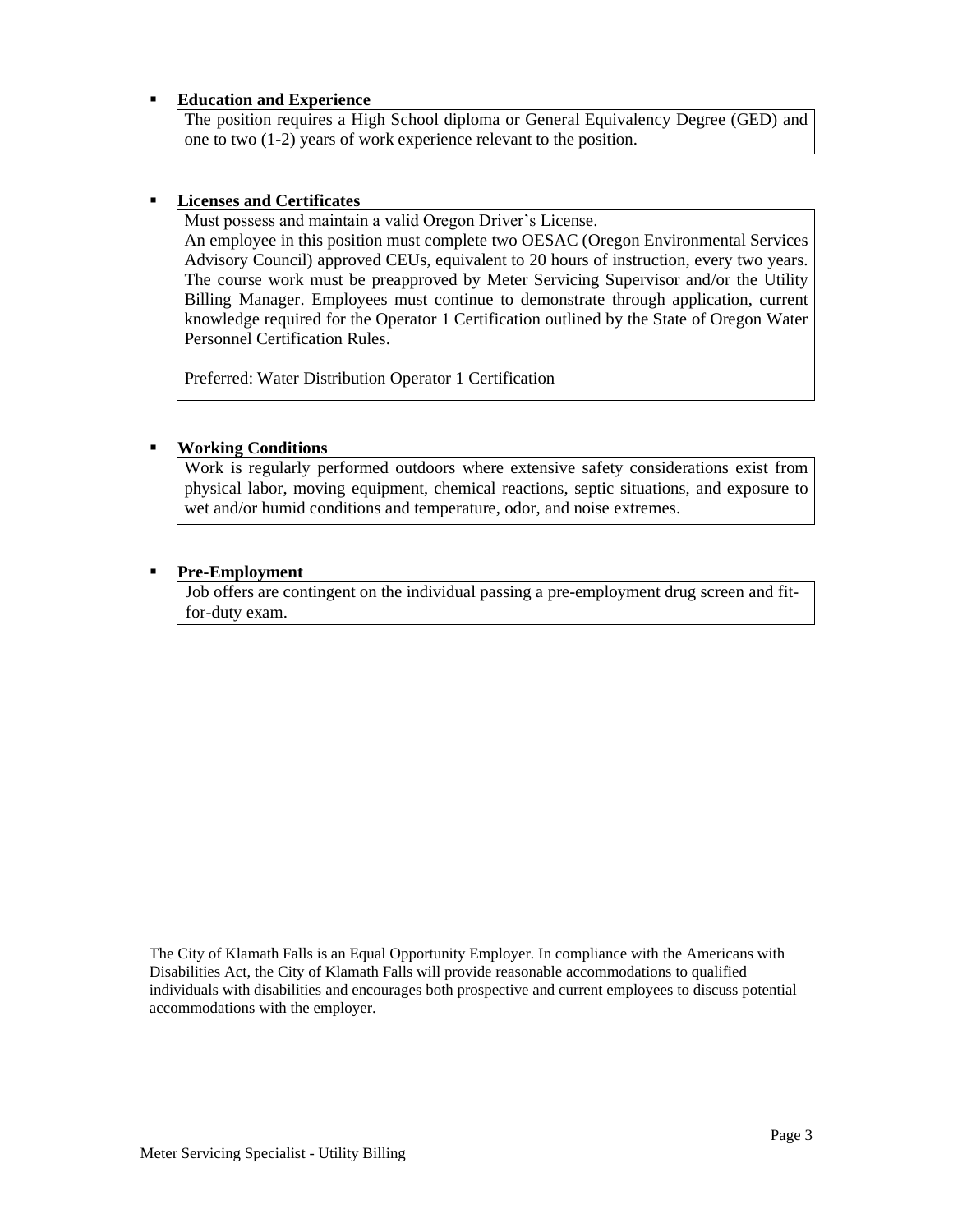- **Education and Experience**

The position requires a High School diploma or General Equivalency Degree (GED) and one to two (1-2) years of work experience relevant to the position.

- **Licenses and Certificates**

Must possess and maintain a valid Oregon Driver's License.
An employee in this position must complete two OESAC (Oregon Environmental Services Advisory Council) approved CEUs, equivalent to 20 hours of instruction, every two years. The course work must be preapproved by Meter Servicing Supervisor and/or the Utility Billing Manager. Employees must continue to demonstrate through application, current knowledge required for the Operator 1 Certification outlined by the State of Oregon Water Personnel Certification Rules.

Preferred: Water Distribution Operator 1 Certification

- **Working Conditions**

Work is regularly performed outdoors where extensive safety considerations exist from physical labor, moving equipment, chemical reactions, septic situations, and exposure to wet and/or humid conditions and temperature, odor, and noise extremes.

- **Pre-Employment**

Job offers are contingent on the individual passing a pre-employment drug screen and fit-for-duty exam.

The City of Klamath Falls is an Equal Opportunity Employer. In compliance with the Americans with Disabilities Act, the City of Klamath Falls will provide reasonable accommodations to qualified individuals with disabilities and encourages both prospective and current employees to discuss potential accommodations with the employer.